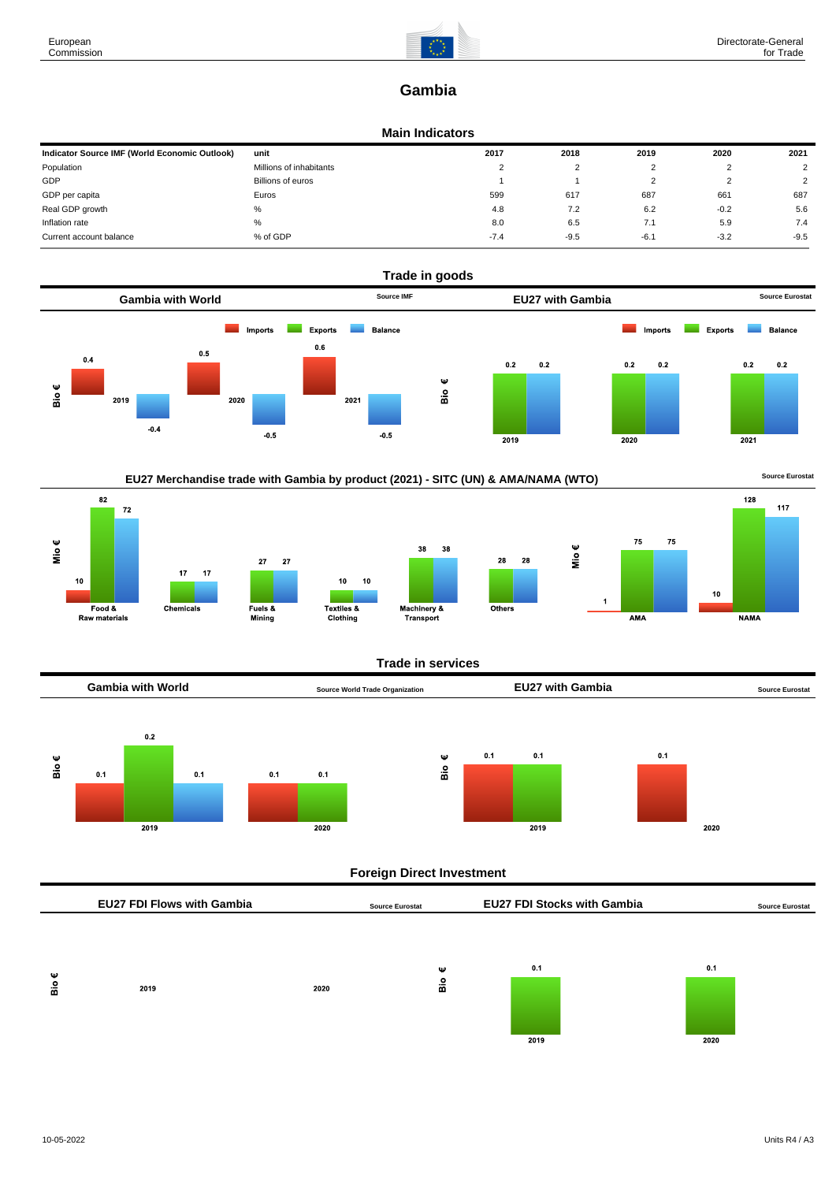# Gambia

## Main Indicators

| Indicator Source IMF (World Economic Outlook) | unit | 2017 | 2018 | 2019 | 2020 | 2021 |
|---|---|---|---|---|---|---|
| Population | Millions of inhabitants | 2 | 2 | 2 | 2 | 2 |
| GDP | Billions of euros | 1 | 1 | 2 | 2 | 2 |
| GDP per capita | Euros | 599 | 617 | 687 | 661 | 687 |
| Real GDP growth | % | 4.8 | 7.2 | 6.2 | -0.2 | 5.6 |
| Inflation rate | % | 8.0 | 6.5 | 7.1 | 5.9 | 7.4 |
| Current account balance | % of GDP | -7.4 | -9.5 | -6.1 | -3.2 | -9.5 |

## Trade in goods

### Gambia with World

Source IMF

Bio €

| | Imports | Exports | Balance |
|---|---|---|---|
| 2019 | 0.4 | | -0.4 |
| 2020 | 0.5 | | -0.5 |
| 2021 | 0.6 | | -0.5 |

### EU27 with Gambia

Source Eurostat

Bio €

| | Imports | Exports | Balance |
|---|---|---|---|
| 2019 | | 0.2 | 0.2 |
| 2020 | | 0.2 | 0.2 |
| 2021 | | 0.2 | 0.2 |

### EU27 Merchandise trade with Gambia by product (2021) - SITC (UN) & AMA/NAMA (WTO)

Source Eurostat

Mio €

| | Imports | Exports | Balance |
|---|---|---|---|
| Food & Raw materials | 10 | 82 | 72 |
| Chemicals | | 17 | 17 |
| Fuels & Mining | | 27 | 27 |
| Textiles & Clothing | | 10 | 10 |
| Machinery & Transport | | 38 | 38 |
| Others | | 28 | 28 |
| AMA | 1 | 75 | 75 |
| NAMA | 10 | 128 | 117 |

## Trade in services

### Gambia with World

Source World Trade Organization

Bio €

| | Imports | Exports | Balance |
|---|---|---|---|
| 2019 | 0.1 | 0.2 | 0.1 |
| 2020 | 0.1 | 0.1 | |

### EU27 with Gambia

Source Eurostat

Bio €

| | Imports | Exports | Balance |
|---|---|---|---|
| 2019 | 0.1 | 0.1 | |
| 2020 | 0.1 | | |

## Foreign Direct Investment

### EU27 FDI Flows with Gambia

Source Eurostat

Bio €

| 2019 | 2020 |
|---|---|
| | |

### EU27 FDI Stocks with Gambia

Source Eurostat

Bio €

| 2019 | 2020 |
|---|---|
| 0.1 | 0.1 |

10-05-2022 — Units R4 / A3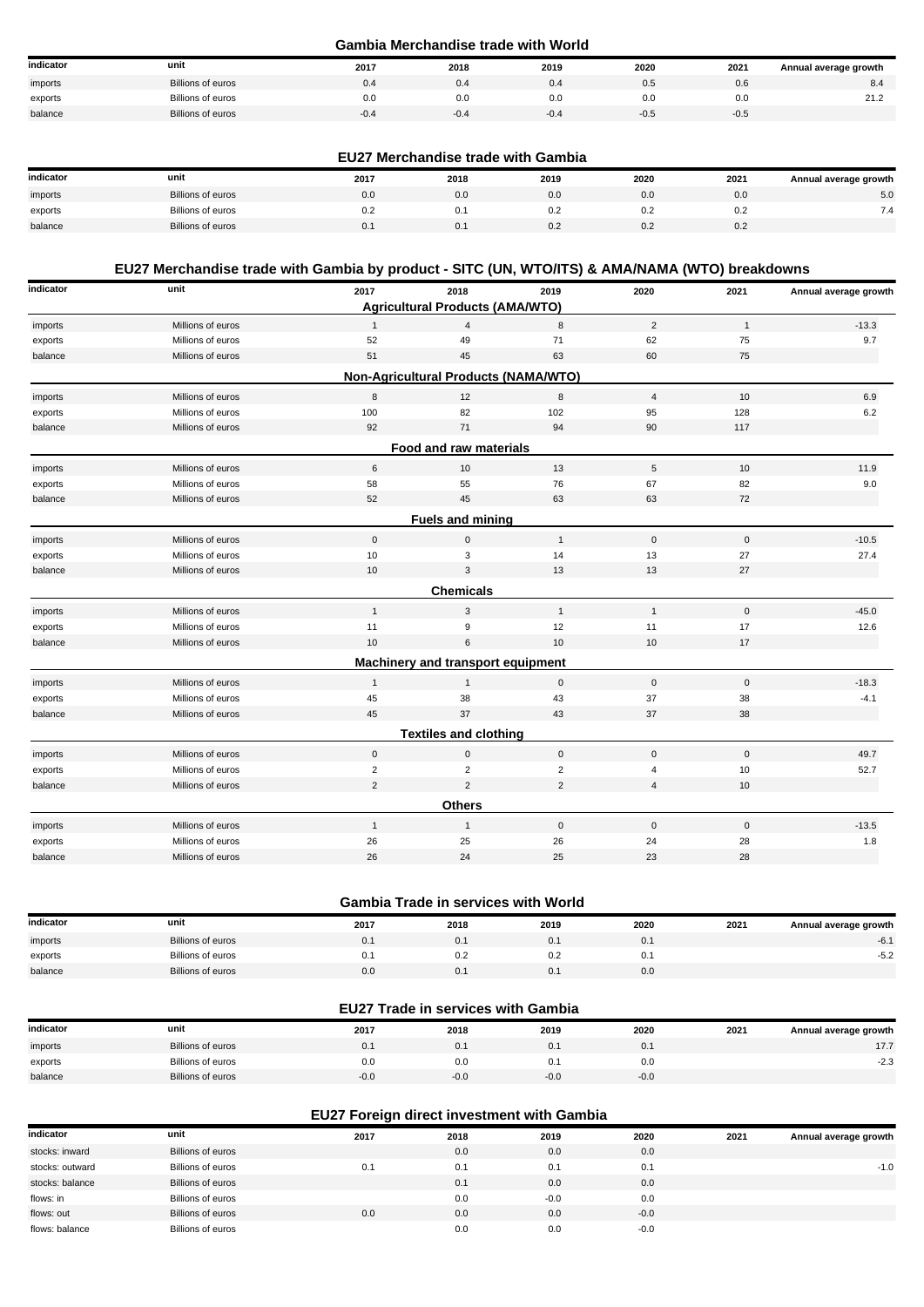### Gambia Merchandise trade with World

| indicator | unit | 2017 | 2018 | 2019 | 2020 | 2021 | Annual average growth |
|---|---|---|---|---|---|---|---|
| imports | Billions of euros | 0.4 | 0.4 | 0.4 | 0.5 | 0.6 | 8.4 |
| exports | Billions of euros | 0.0 | 0.0 | 0.0 | 0.0 | 0.0 | 21.2 |
| balance | Billions of euros | -0.4 | -0.4 | -0.4 | -0.5 | -0.5 | |

### EU27 Merchandise trade with Gambia

| indicator | unit | 2017 | 2018 | 2019 | 2020 | 2021 | Annual average growth |
|---|---|---|---|---|---|---|---|
| imports | Billions of euros | 0.0 | 0.0 | 0.0 | 0.0 | 0.0 | 5.0 |
| exports | Billions of euros | 0.2 | 0.1 | 0.2 | 0.2 | 0.2 | 7.4 |
| balance | Billions of euros | 0.1 | 0.1 | 0.2 | 0.2 | 0.2 | |

### EU27 Merchandise trade with Gambia by product - SITC (UN, WTO/ITS) & AMA/NAMA (WTO) breakdowns

| indicator | unit | 2017 | 2018 | 2019 | 2020 | 2021 | Annual average growth |
|---|---|---|---|---|---|---|---|
| | | | **Agricultural Products (AMA/WTO)** | | | | |
| imports | Millions of euros | 1 | 4 | 8 | 2 | 1 | -13.3 |
| exports | Millions of euros | 52 | 49 | 71 | 62 | 75 | 9.7 |
| balance | Millions of euros | 51 | 45 | 63 | 60 | 75 | |
| | | | **Non-Agricultural Products (NAMA/WTO)** | | | | |
| imports | Millions of euros | 8 | 12 | 8 | 4 | 10 | 6.9 |
| exports | Millions of euros | 100 | 82 | 102 | 95 | 128 | 6.2 |
| balance | Millions of euros | 92 | 71 | 94 | 90 | 117 | |
| | | | **Food and raw materials** | | | | |
| imports | Millions of euros | 6 | 10 | 13 | 5 | 10 | 11.9 |
| exports | Millions of euros | 58 | 55 | 76 | 67 | 82 | 9.0 |
| balance | Millions of euros | 52 | 45 | 63 | 63 | 72 | |
| | | | **Fuels and mining** | | | | |
| imports | Millions of euros | 0 | 0 | 1 | 0 | 0 | -10.5 |
| exports | Millions of euros | 10 | 3 | 14 | 13 | 27 | 27.4 |
| balance | Millions of euros | 10 | 3 | 13 | 13 | 27 | |
| | | | **Chemicals** | | | | |
| imports | Millions of euros | 1 | 3 | 1 | 1 | 0 | -45.0 |
| exports | Millions of euros | 11 | 9 | 12 | 11 | 17 | 12.6 |
| balance | Millions of euros | 10 | 6 | 10 | 10 | 17 | |
| | | | **Machinery and transport equipment** | | | | |
| imports | Millions of euros | 1 | 1 | 0 | 0 | 0 | -18.3 |
| exports | Millions of euros | 45 | 38 | 43 | 37 | 38 | -4.1 |
| balance | Millions of euros | 45 | 37 | 43 | 37 | 38 | |
| | | | **Textiles and clothing** | | | | |
| imports | Millions of euros | 0 | 0 | 0 | 0 | 0 | 49.7 |
| exports | Millions of euros | 2 | 2 | 2 | 4 | 10 | 52.7 |
| balance | Millions of euros | 2 | 2 | 2 | 4 | 10 | |
| | | | **Others** | | | | |
| imports | Millions of euros | 1 | 1 | 0 | 0 | 0 | -13.5 |
| exports | Millions of euros | 26 | 25 | 26 | 24 | 28 | 1.8 |
| balance | Millions of euros | 26 | 24 | 25 | 23 | 28 | |

### Gambia Trade in services with World

| indicator | unit | 2017 | 2018 | 2019 | 2020 | 2021 | Annual average growth |
|---|---|---|---|---|---|---|---|
| imports | Billions of euros | 0.1 | 0.1 | 0.1 | 0.1 | | -6.1 |
| exports | Billions of euros | 0.1 | 0.2 | 0.2 | 0.1 | | -5.2 |
| balance | Billions of euros | 0.0 | 0.1 | 0.1 | 0.0 | | |

### EU27 Trade in services with Gambia

| indicator | unit | 2017 | 2018 | 2019 | 2020 | 2021 | Annual average growth |
|---|---|---|---|---|---|---|---|
| imports | Billions of euros | 0.1 | 0.1 | 0.1 | 0.1 | | 17.7 |
| exports | Billions of euros | 0.0 | 0.0 | 0.1 | 0.0 | | -2.3 |
| balance | Billions of euros | -0.0 | -0.0 | -0.0 | -0.0 | | |

### EU27 Foreign direct investment with Gambia

| indicator | unit | 2017 | 2018 | 2019 | 2020 | 2021 | Annual average growth |
|---|---|---|---|---|---|---|---|
| stocks: inward | Billions of euros | | 0.0 | 0.0 | 0.0 | | |
| stocks: outward | Billions of euros | 0.1 | 0.1 | 0.1 | 0.1 | | -1.0 |
| stocks: balance | Billions of euros | | 0.1 | 0.0 | 0.0 | | |
| flows: in | Billions of euros | | 0.0 | -0.0 | 0.0 | | |
| flows: out | Billions of euros | 0.0 | 0.0 | 0.0 | -0.0 | | |
| flows: balance | Billions of euros | | 0.0 | 0.0 | -0.0 | | |